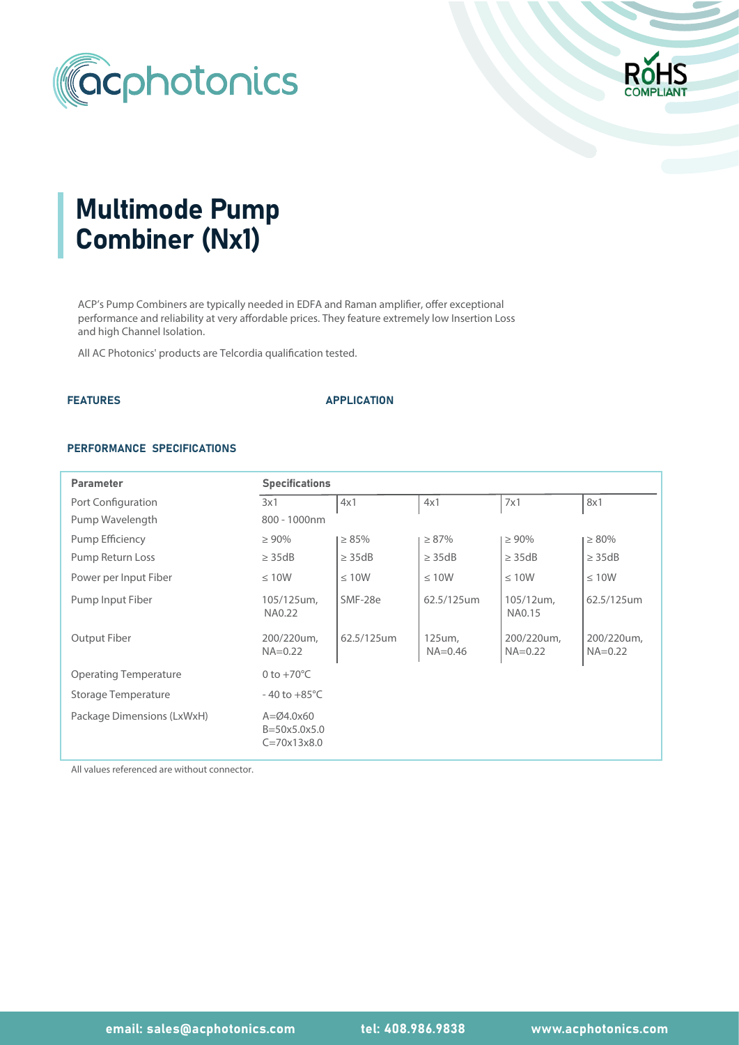# Multimode Pump Combiner (Nx1)

ACP's Pump Combiners are typically needed in EDFA and Raman amplifier, offer exceptional performance and reliability at very affordable prices. They feature extremely low Insertion Loss and high Channel Isolation.

All AC Photonics' products are Telcordia qualification tested.

**FEATURES**

**APPLICATION**

**PERFORMANCE SPECIFICATIONS**

| Parameter | Specifications | | | | |
|---|---|---|---|---|---|
| Port Configuration | 3x1 | 4x1 | 4x1 | 7x1 | 8x1 |
| Pump Wavelength | 800 - 1000nm | | | | |
| Pump Efficiency | ≥ 90% | ≥ 85% | ≥ 87% | ≥ 90% | ≥ 80% |
| Pump Return Loss | ≥ 35dB | ≥ 35dB | ≥ 35dB | ≥ 35dB | ≥ 35dB |
| Power per Input Fiber | ≤ 10W | ≤ 10W | ≤ 10W | ≤ 10W | ≤ 10W |
| Pump Input Fiber | 105/125um, NA0.22 | SMF-28e | 62.5/125um | 105/12um, NA0.15 | 62.5/125um |
| Output Fiber | 200/220um, NA=0.22 | 62.5/125um | 125um, NA=0.46 | 200/220um, NA=0.22 | 200/220um, NA=0.22 |
| Operating Temperature | 0 to +70°C | | | | |
| Storage Temperature | - 40 to +85°C | | | | |
| Package Dimensions (LxWxH) | A=Ø4.0x60<br>B=50x5.0x5.0<br>C=70x13x8.0 | | | | |

All values referenced are without connector.

email: sales@acphotonics.com    tel: 408.986.9838    www.acphotonics.com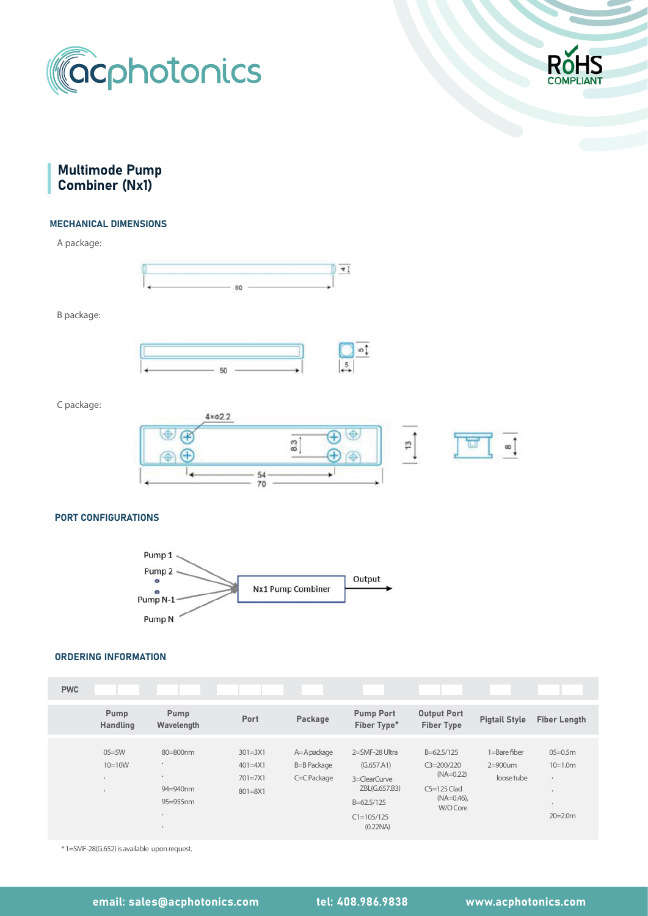# Multimode Pump Combiner (Nx1)

## MECHANICAL DIMENSIONS

A package:

60
4

B package:

50
5
5

C package:

4×Φ2.2
8.3
13
8
54
70

## PORT CONFIGURATIONS

Pump 1
Pump 2
Pump N-1
Pump N
Nx1 Pump Combiner
Output

## ORDERING INFORMATION

| PWC | | | | | | | |
|---|---|---|---|---|---|---|---|
| Pump Handling | Pump Wavelength | Port | Package | Pump Port Fiber Type* | Output Port Fiber Type | Pigtail Style | Fiber Length |
| 05=5W<br>10=10W<br>.<br>. | 80=800nm<br>.<br>.<br>94=940nm<br>95=955nm<br>.<br>. | 301=3X1<br>401=4X1<br>701=7X1<br>801=8X1 | A=A package<br>B=B Package<br>C=C Package | 2=SMF-28 Ultra (G.657.A1)<br>3=ClearCurve ZBL(G.657.B3)<br>B=62.5/125<br>C1=105/125 (0.22NA) | B=62.5/125<br>C3=200/220 (NA=0.22)<br>C5=125 Clad (NA=0.46), W/O Core | 1=Bare fiber<br>2=900um loose tube | 05=0.5m<br>10=1.0m<br>.<br>.<br>.<br>20=2.0m |

\* 1=SMF-28(G.652) is available upon request.